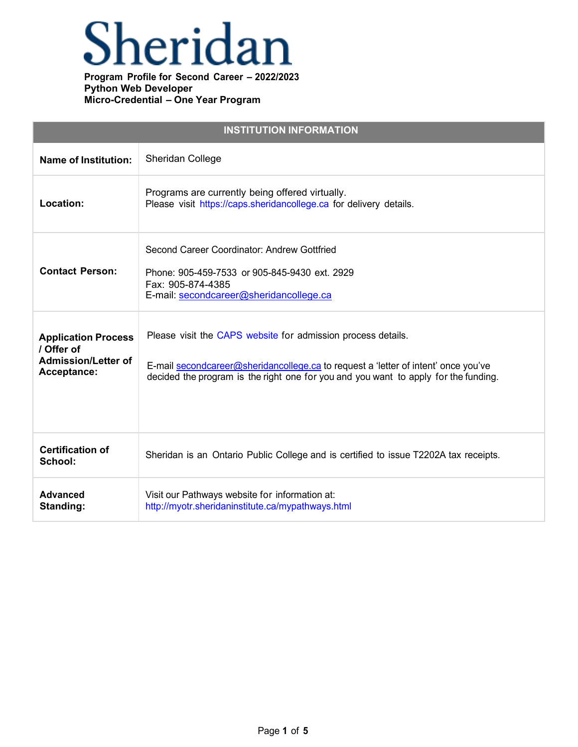# Sheridan

**Program Profile for Second Career – 2022/2023**
**Python Web Developer**
**Micro-Credential – One Year Program**

| INSTITUTION INFORMATION | |
|---|---|
| **Name of Institution:** | Sheridan College |
| **Location:** | Programs are currently being offered virtually.<br>Please visit https://caps.sheridancollege.ca for delivery details. |
| **Contact Person:** | Second Career Coordinator: Andrew Gottfried<br><br>Phone: 905-459-7533 or 905-845-9430 ext. 2929<br>Fax: 905-874-4385<br>E-mail: secondcareer@sheridancollege.ca |
| **Application Process / Offer of Admission/Letter of Acceptance:** | Please visit the CAPS website for admission process details.<br><br>E-mail secondcareer@sheridancollege.ca to request a 'letter of intent' once you've decided the program is the right one for you and you want to apply for the funding. |
| **Certification of School:** | Sheridan is an Ontario Public College and is certified to issue T2202A tax receipts. |
| **Advanced Standing:** | Visit our Pathways website for information at:<br>http://myotr.sheridaninstitute.ca/mypathways.html |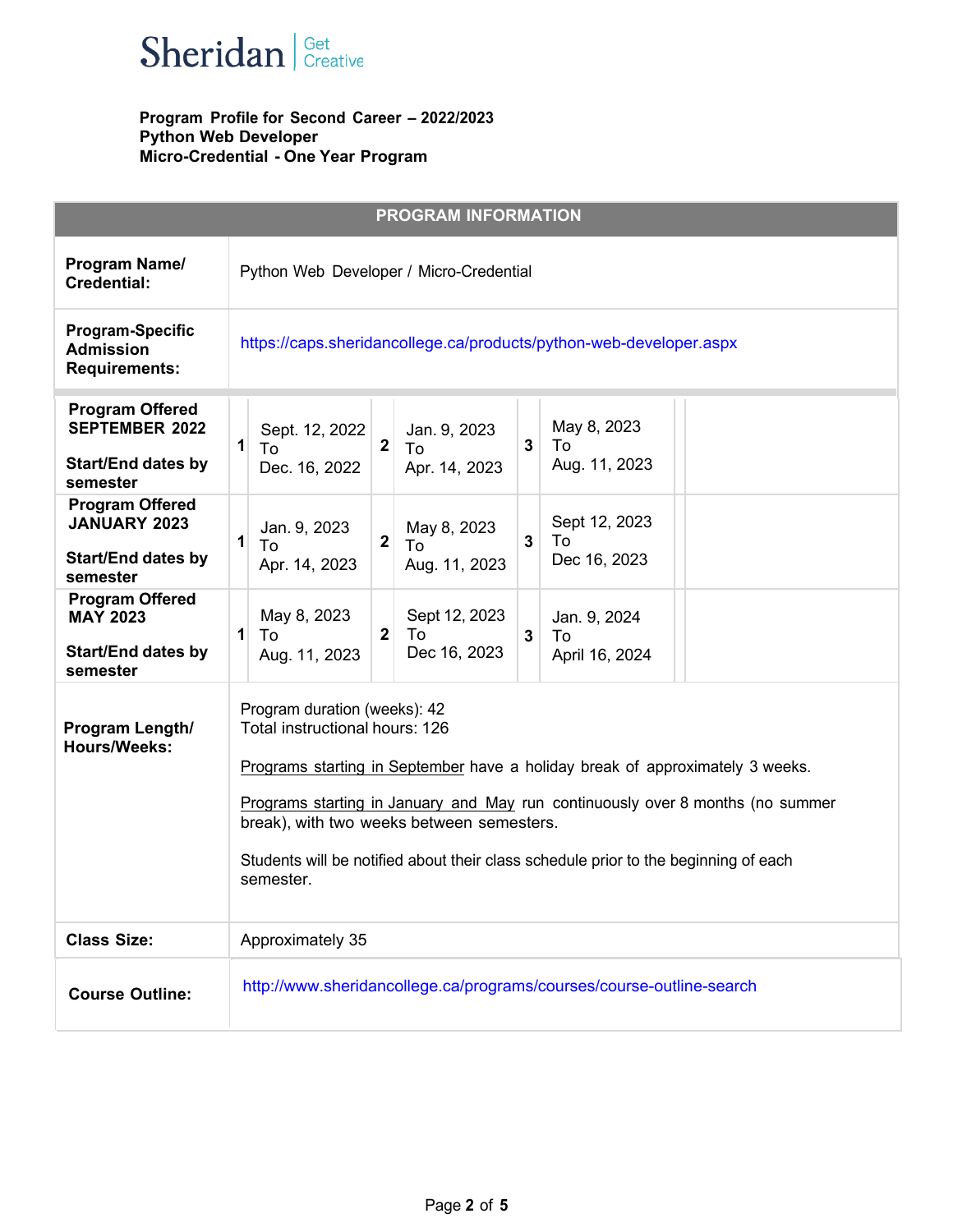**Program Profile for Second Career – 2022/2023**
**Python Web Developer**
**Micro-Credential - One Year Program**

| PROGRAM INFORMATION | | | | | | | |
|---|---|---|---|---|---|---|---|
| **Program Name/ Credential:** | Python Web Developer / Micro-Credential | | | | | | |
| **Program-Specific Admission Requirements:** | https://caps.sheridancollege.ca/products/python-web-developer.aspx | | | | | | |
| **Program Offered SEPTEMBER 2022** **Start/End dates by semester** | **1** | Sept. 12, 2022 To Dec. 16, 2022 | **2** | Jan. 9, 2023 To Apr. 14, 2023 | **3** | May 8, 2023 To Aug. 11, 2023 | |
| **Program Offered JANUARY 2023** **Start/End dates by semester** | **1** | Jan. 9, 2023 To Apr. 14, 2023 | **2** | May 8, 2023 To Aug. 11, 2023 | **3** | Sept 12, 2023 To Dec 16, 2023 | |
| **Program Offered MAY 2023** **Start/End dates by semester** | **1** | May 8, 2023 To Aug. 11, 2023 | **2** | Sept 12, 2023 To Dec 16, 2023 | **3** | Jan. 9, 2024 To April 16, 2024 | |
| **Program Length/ Hours/Weeks:** | Program duration (weeks): 42<br>Total instructional hours: 126<br><br><u>Programs starting in September</u> have a holiday break of approximately 3 weeks.<br><br><u>Programs starting in January and May</u> run continuously over 8 months (no summer break), with two weeks between semesters.<br><br>Students will be notified about their class schedule prior to the beginning of each semester. | | | | | | |
| **Class Size:** | Approximately 35 | | | | | | |
| **Course Outline:** | http://www.sheridancollege.ca/programs/courses/course-outline-search | | | | | | |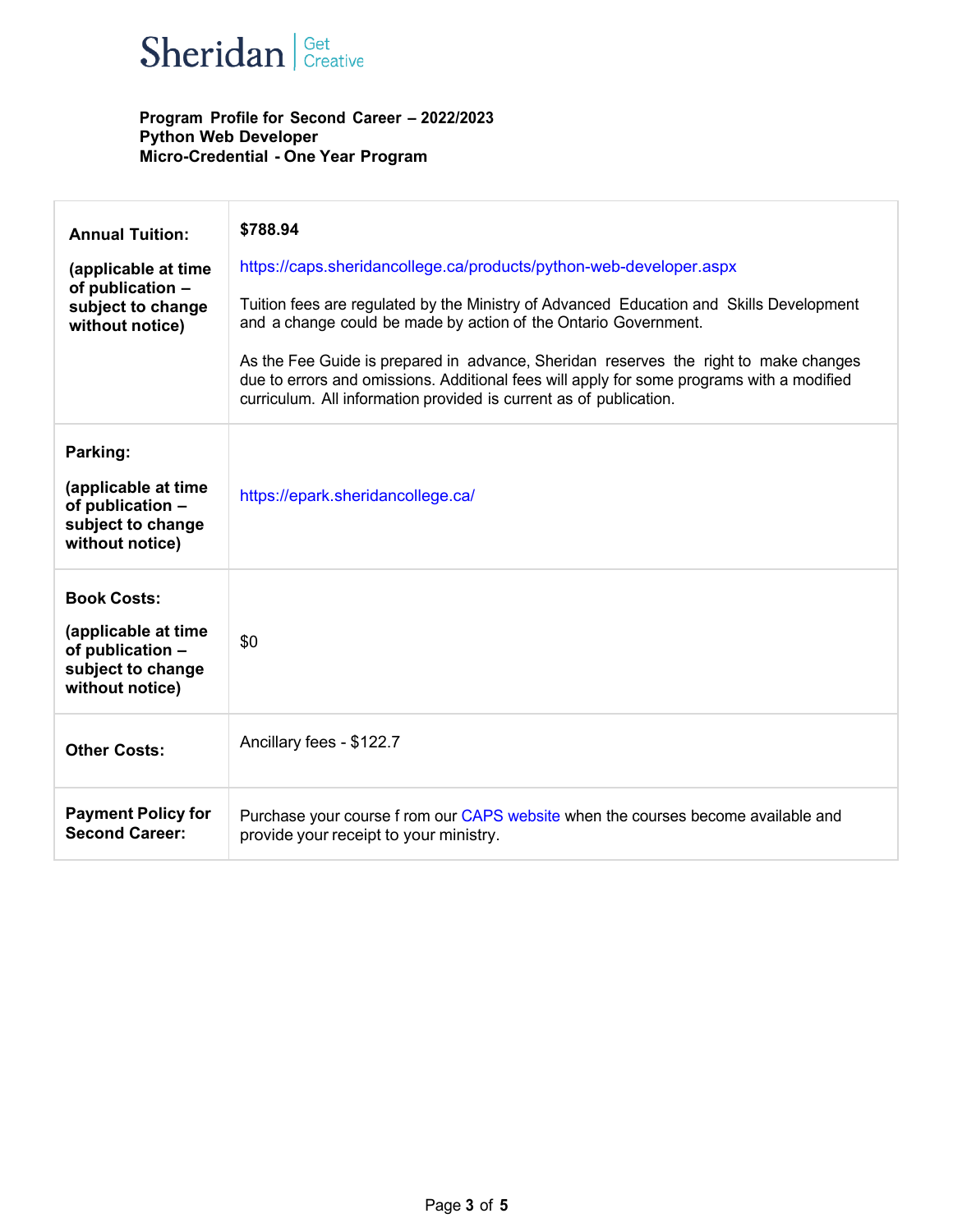Sheridan | Get Creative

**Program Profile for Second Career – 2022/2023**
**Python Web Developer**
**Micro-Credential - One Year Program**

| | |
|---|---|
| **Annual Tuition:**<br><br>**(applicable at time of publication – subject to change without notice)** | **$788.94**<br><br>https://caps.sheridancollege.ca/products/python-web-developer.aspx<br><br>Tuition fees are regulated by the Ministry of Advanced Education and Skills Development and a change could be made by action of the Ontario Government.<br><br>As the Fee Guide is prepared in advance, Sheridan reserves the right to make changes due to errors and omissions. Additional fees will apply for some programs with a modified curriculum. All information provided is current as of publication. |
| **Parking:**<br><br>**(applicable at time of publication – subject to change without notice)** | https://epark.sheridancollege.ca/ |
| **Book Costs:**<br><br>**(applicable at time of publication – subject to change without notice)** | $0 |
| **Other Costs:** | Ancillary fees - $122.7 |
| **Payment Policy for Second Career:** | Purchase your course f rom our CAPS website when the courses become available and provide your receipt to your ministry. |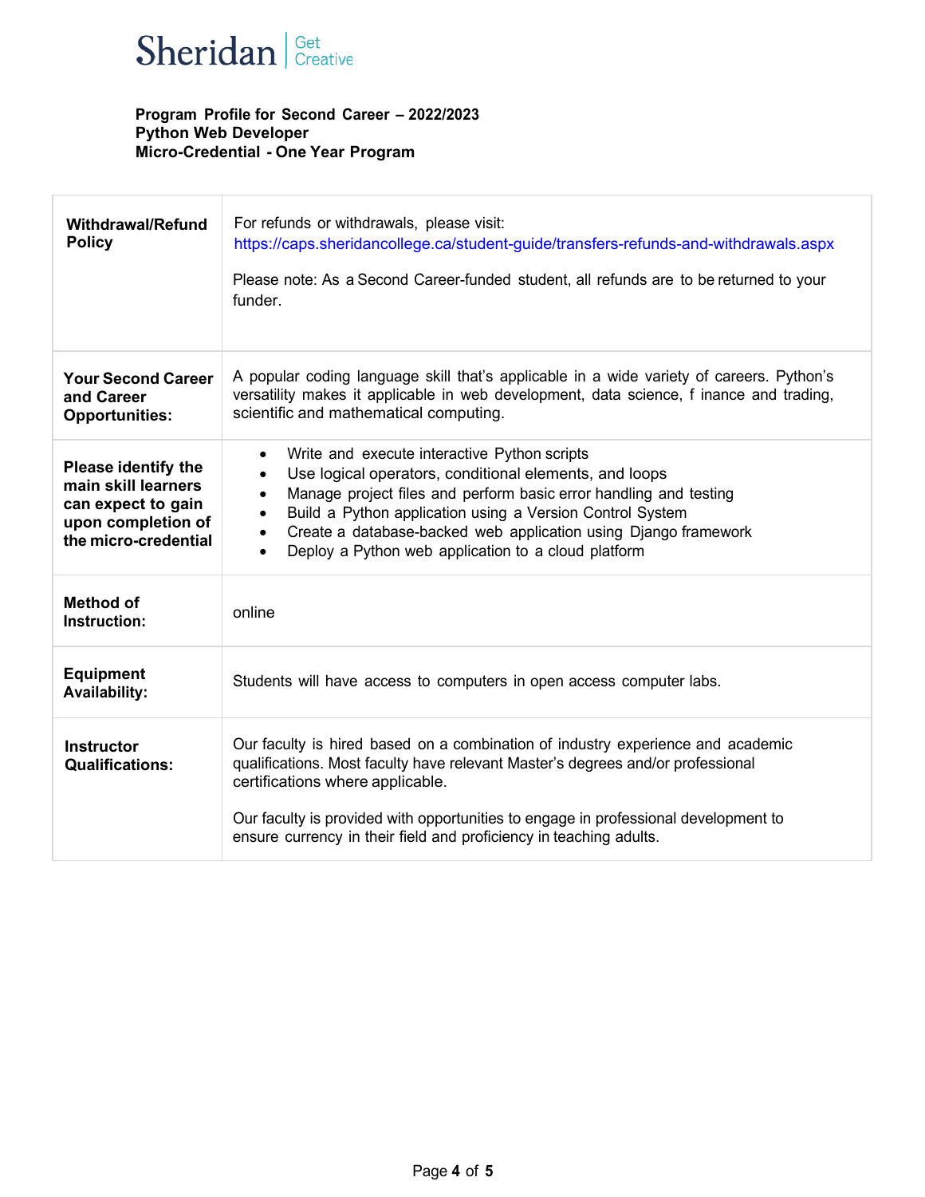**Program Profile for Second Career – 2022/2023**
**Python Web Developer**
**Micro-Credential - One Year Program**

| | |
|---|---|
| **Withdrawal/Refund Policy** | For refunds or withdrawals, please visit: https://caps.sheridancollege.ca/student-guide/transfers-refunds-and-withdrawals.aspx<br><br>Please note: As a Second Career-funded student, all refunds are to be returned to your funder. |
| **Your Second Career and Career Opportunities:** | A popular coding language skill that's applicable in a wide variety of careers. Python's versatility makes it applicable in web development, data science, f inance and trading, scientific and mathematical computing. |
| **Please identify the main skill learners can expect to gain upon completion of the micro-credential** | • Write and execute interactive Python scripts<br>• Use logical operators, conditional elements, and loops<br>• Manage project files and perform basic error handling and testing<br>• Build a Python application using a Version Control System<br>• Create a database-backed web application using Django framework<br>• Deploy a Python web application to a cloud platform |
| **Method of Instruction:** | online |
| **Equipment Availability:** | Students will have access to computers in open access computer labs. |
| **Instructor Qualifications:** | Our faculty is hired based on a combination of industry experience and academic qualifications. Most faculty have relevant Master's degrees and/or professional certifications where applicable.<br><br>Our faculty is provided with opportunities to engage in professional development to ensure currency in their field and proficiency in teaching adults. |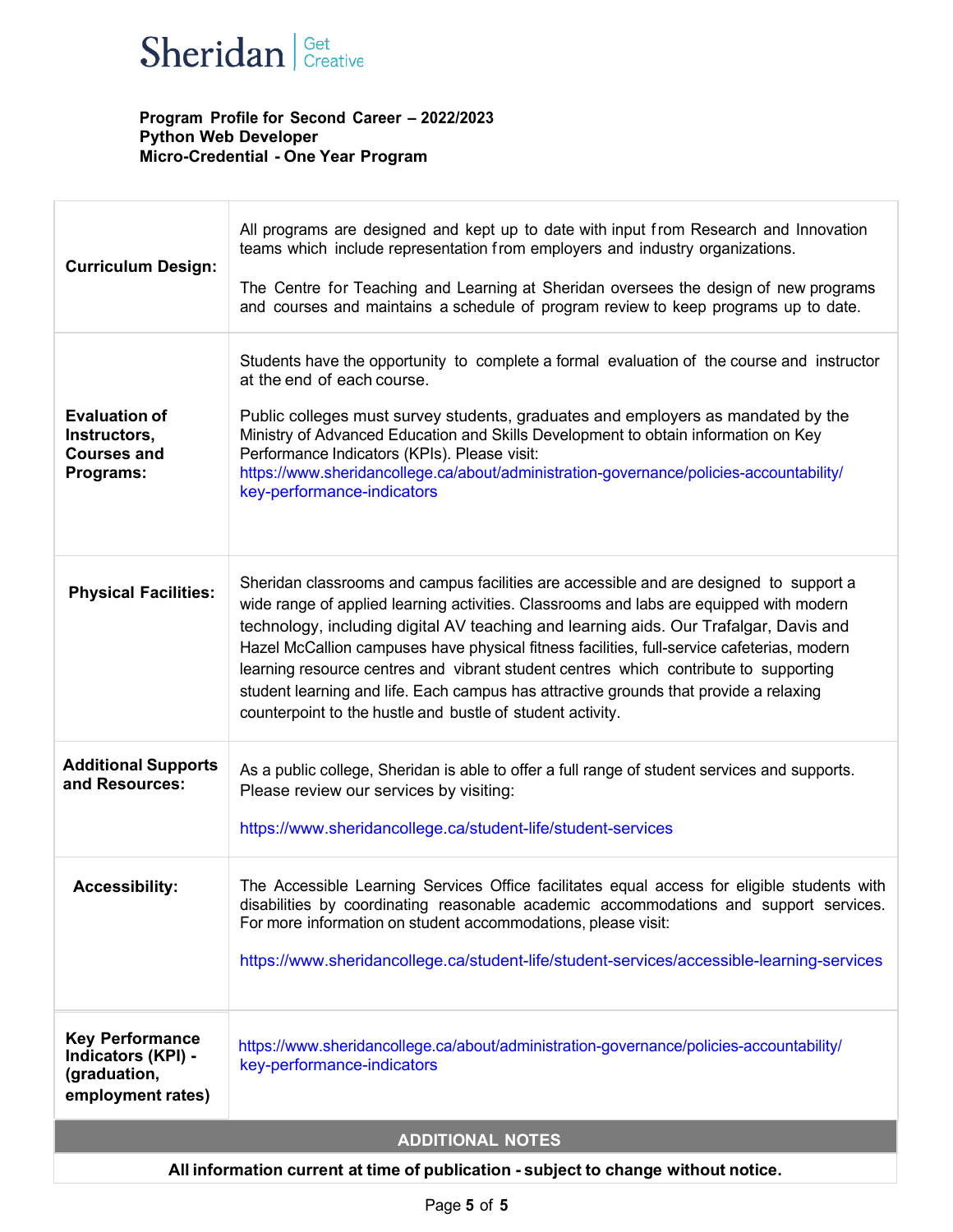**Program Profile for Second Career – 2022/2023**
**Python Web Developer**
**Micro-Credential - One Year Program**

| | |
|---|---|
| **Curriculum Design:** | All programs are designed and kept up to date with input from Research and Innovation teams which include representation from employers and industry organizations.<br><br>The Centre for Teaching and Learning at Sheridan oversees the design of new programs and courses and maintains a schedule of program review to keep programs up to date. |
| **Evaluation of Instructors, Courses and Programs:** | Students have the opportunity to complete a formal evaluation of the course and instructor at the end of each course.<br><br>Public colleges must survey students, graduates and employers as mandated by the Ministry of Advanced Education and Skills Development to obtain information on Key Performance Indicators (KPIs). Please visit: https://www.sheridancollege.ca/about/administration-governance/policies-accountability/key-performance-indicators |
| **Physical Facilities:** | Sheridan classrooms and campus facilities are accessible and are designed to support a wide range of applied learning activities. Classrooms and labs are equipped with modern technology, including digital AV teaching and learning aids. Our Trafalgar, Davis and Hazel McCallion campuses have physical fitness facilities, full-service cafeterias, modern learning resource centres and vibrant student centres which contribute to supporting student learning and life. Each campus has attractive grounds that provide a relaxing counterpoint to the hustle and bustle of student activity. |
| **Additional Supports and Resources:** | As a public college, Sheridan is able to offer a full range of student services and supports. Please review our services by visiting:<br><br>https://www.sheridancollege.ca/student-life/student-services |
| **Accessibility:** | The Accessible Learning Services Office facilitates equal access for eligible students with disabilities by coordinating reasonable academic accommodations and support services. For more information on student accommodations, please visit:<br><br>https://www.sheridancollege.ca/student-life/student-services/accessible-learning-services |
| **Key Performance Indicators (KPI) - (graduation, employment rates)** | https://www.sheridancollege.ca/about/administration-governance/policies-accountability/key-performance-indicators |

**ADDITIONAL NOTES**

**All information current at time of publication - subject to change without notice.**